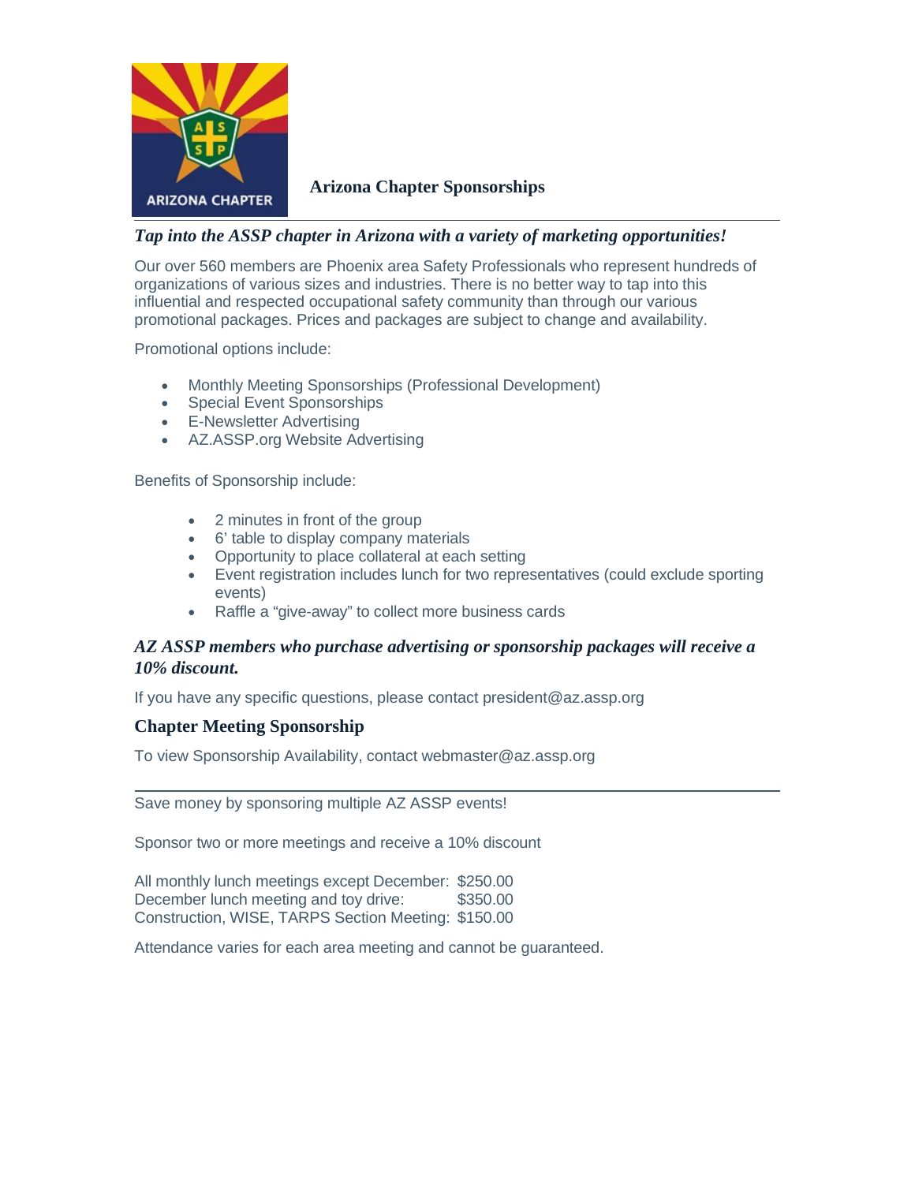# Arizona Chapter Sponsorships

***Tap into the ASSP chapter in Arizona with a variety of marketing opportunities!***

Our over 560 members are Phoenix area Safety Professionals who represent hundreds of organizations of various sizes and industries. There is no better way to tap into this influential and respected occupational safety community than through our various promotional packages. Prices and packages are subject to change and availability.

Promotional options include:

- Monthly Meeting Sponsorships (Professional Development)
- Special Event Sponsorships
- E-Newsletter Advertising
- AZ.ASSP.org Website Advertising

Benefits of Sponsorship include:

- 2 minutes in front of the group
- 6' table to display company materials
- Opportunity to place collateral at each setting
- Event registration includes lunch for two representatives (could exclude sporting events)
- Raffle a "give-away" to collect more business cards

***AZ ASSP members who purchase advertising or sponsorship packages will receive a 10% discount.***

If you have any specific questions, please contact president@az.assp.org

## Chapter Meeting Sponsorship

To view Sponsorship Availability, contact webmaster@az.assp.org

---

Save money by sponsoring multiple AZ ASSP events!

Sponsor two or more meetings and receive a 10% discount

| | |
|---|---|
| All monthly lunch meetings except December: | $250.00 |
| December lunch meeting and toy drive: | $350.00 |
| Construction, WISE, TARPS Section Meeting: | $150.00 |

Attendance varies for each area meeting and cannot be guaranteed.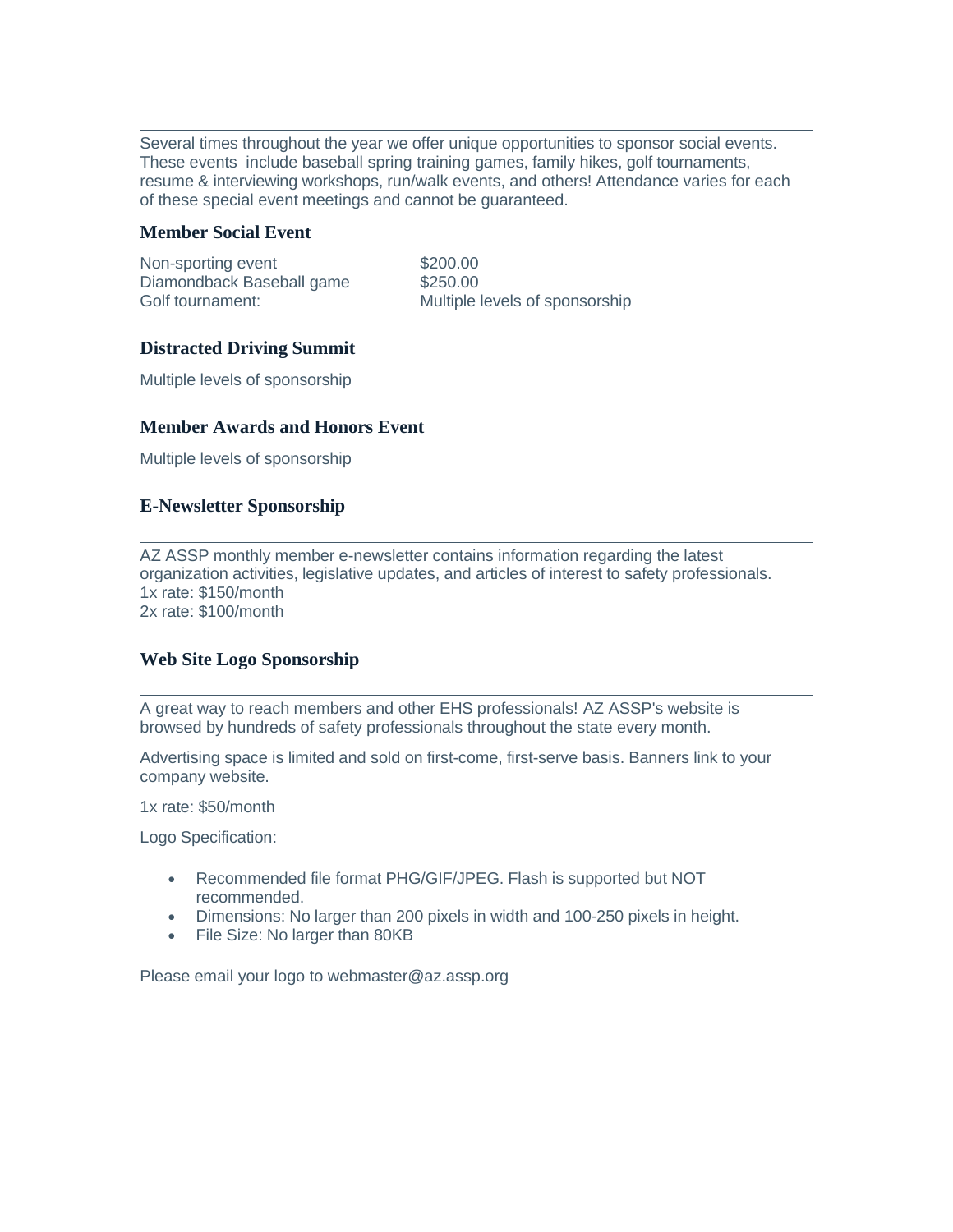Several times throughout the year we offer unique opportunities to sponsor social events. These events include baseball spring training games, family hikes, golf tournaments, resume & interviewing workshops, run/walk events, and others! Attendance varies for each of these special event meetings and cannot be guaranteed.

### Member Social Event

| | |
|---|---|
| Non-sporting event | $200.00 |
| Diamondback Baseball game | $250.00 |
| Golf tournament: | Multiple levels of sponsorship |

### Distracted Driving Summit

Multiple levels of sponsorship

### Member Awards and Honors Event

Multiple levels of sponsorship

### E-Newsletter Sponsorship

AZ ASSP monthly member e-newsletter contains information regarding the latest organization activities, legislative updates, and articles of interest to safety professionals.
1x rate: $150/month
2x rate: $100/month

### Web Site Logo Sponsorship

A great way to reach members and other EHS professionals! AZ ASSP's website is browsed by hundreds of safety professionals throughout the state every month.

Advertising space is limited and sold on first-come, first-serve basis. Banners link to your company website.

1x rate: $50/month

Logo Specification:

- Recommended file format PHG/GIF/JPEG. Flash is supported but NOT recommended.
- Dimensions: No larger than 200 pixels in width and 100-250 pixels in height.
- File Size: No larger than 80KB

Please email your logo to webmaster@az.assp.org